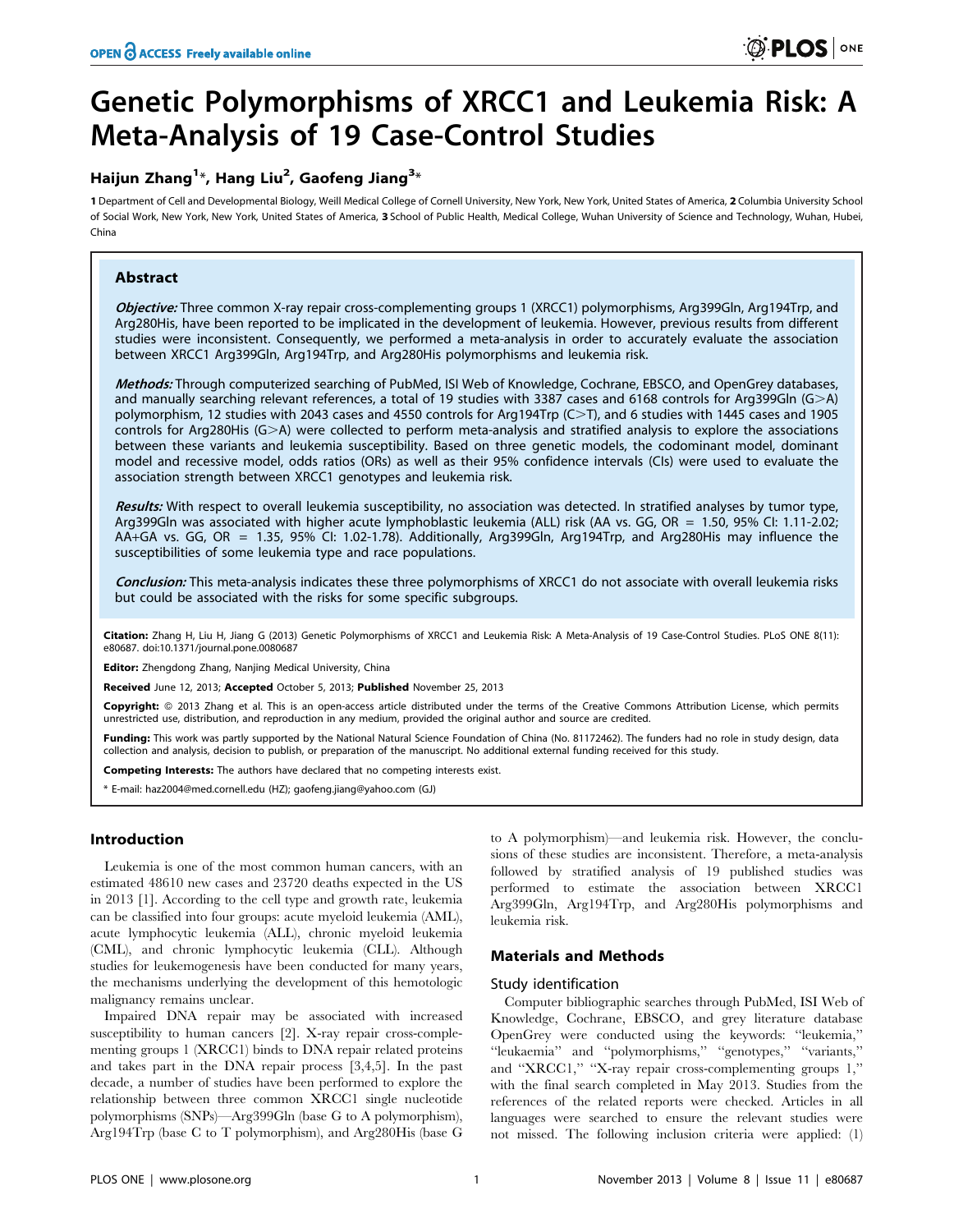# Genetic Polymorphisms of XRCC1 and Leukemia Risk: A Meta-Analysis of 19 Case-Control Studies

**Haijun Zhang[1]\*, Hang Liu[2], Gaofeng Jiang[3]\***

1 Department of Cell and Developmental Biology, Weill Medical College of Cornell University, New York, New York, United States of America, 2 Columbia University School of Social Work, New York, New York, United States of America, 3 School of Public Health, Medical College, Wuhan University of Science and Technology, Wuhan, Hubei, China

## Abstract

***Objective:*** Three common X-ray repair cross-complementing groups 1 (XRCC1) polymorphisms, Arg399Gln, Arg194Trp, and Arg280His, have been reported to be implicated in the development of leukemia. However, previous results from different studies were inconsistent. Consequently, we performed a meta-analysis in order to accurately evaluate the association between XRCC1 Arg399Gln, Arg194Trp, and Arg280His polymorphisms and leukemia risk.

***Methods:*** Through computerized searching of PubMed, ISI Web of Knowledge, Cochrane, EBSCO, and OpenGrey databases, and manually searching relevant references, a total of 19 studies with 3387 cases and 6168 controls for Arg399Gln (G>A) polymorphism, 12 studies with 2043 cases and 4550 controls for Arg194Trp (C>T), and 6 studies with 1445 cases and 1905 controls for Arg280His (G>A) were collected to perform meta-analysis and stratified analysis to explore the associations between these variants and leukemia susceptibility. Based on three genetic models, the codominant model, dominant model and recessive model, odds ratios (ORs) as well as their 95% confidence intervals (CIs) were used to evaluate the association strength between XRCC1 genotypes and leukemia risk.

***Results:*** With respect to overall leukemia susceptibility, no association was detected. In stratified analyses by tumor type, Arg399Gln was associated with higher acute lymphoblastic leukemia (ALL) risk (AA vs. GG, OR = 1.50, 95% CI: 1.11-2.02; AA+GA vs. GG, OR = 1.35, 95% CI: 1.02-1.78). Additionally, Arg399Gln, Arg194Trp, and Arg280His may influence the susceptibilities of some leukemia type and race populations.

***Conclusion:*** This meta-analysis indicates these three polymorphisms of XRCC1 do not associate with overall leukemia risks but could be associated with the risks for some specific subgroups.

**Citation:** Zhang H, Liu H, Jiang G (2013) Genetic Polymorphisms of XRCC1 and Leukemia Risk: A Meta-Analysis of 19 Case-Control Studies. PLoS ONE 8(11): e80687. doi:10.1371/journal.pone.0080687

**Editor:** Zhengdong Zhang, Nanjing Medical University, China

**Received** June 12, 2013; **Accepted** October 5, 2013; **Published** November 25, 2013

**Copyright:** © 2013 Zhang et al. This is an open-access article distributed under the terms of the Creative Commons Attribution License, which permits unrestricted use, distribution, and reproduction in any medium, provided the original author and source are credited.

**Funding:** This work was partly supported by the National Natural Science Foundation of China (No. 81172462). The funders had no role in study design, data collection and analysis, decision to publish, or preparation of the manuscript. No additional external funding received for this study.

**Competing Interests:** The authors have declared that no competing interests exist.

\* E-mail: haz2004@med.cornell.edu (HZ); gaofeng.jiang@yahoo.com (GJ)

## Introduction

Leukemia is one of the most common human cancers, with an estimated 48610 new cases and 23720 deaths expected in the US in 2013 [1]. According to the cell type and growth rate, leukemia can be classified into four groups: acute myeloid leukemia (AML), acute lymphocytic leukemia (ALL), chronic myeloid leukemia (CML), and chronic lymphocytic leukemia (CLL). Although studies for leukemogenesis have been conducted for many years, the mechanisms underlying the development of this hemotologic malignancy remains unclear.

Impaired DNA repair may be associated with increased susceptibility to human cancers [2]. X-ray repair cross-complementing groups 1 (XRCC1) binds to DNA repair related proteins and takes part in the DNA repair process [3,4,5]. In the past decade, a number of studies have been performed to explore the relationship between three common XRCC1 single nucleotide polymorphisms (SNPs)—Arg399Gln (base G to A polymorphism), Arg194Trp (base C to T polymorphism), and Arg280His (base G to A polymorphism)—and leukemia risk. However, the conclusions of these studies are inconsistent. Therefore, a meta-analysis followed by stratified analysis of 19 published studies was performed to estimate the association between XRCC1 Arg399Gln, Arg194Trp, and Arg280His polymorphisms and leukemia risk.

## Materials and Methods

### Study identification

Computer bibliographic searches through PubMed, ISI Web of Knowledge, Cochrane, EBSCO, and grey literature database OpenGrey were conducted using the keywords: "leukemia," "leukaemia" and "polymorphisms," "genotypes," "variants," and "XRCC1," "X-ray repair cross-complementing groups 1," with the final search completed in May 2013. Studies from the references of the related reports were checked. Articles in all languages were searched to ensure the relevant studies were not missed. The following inclusion criteria were applied: (1)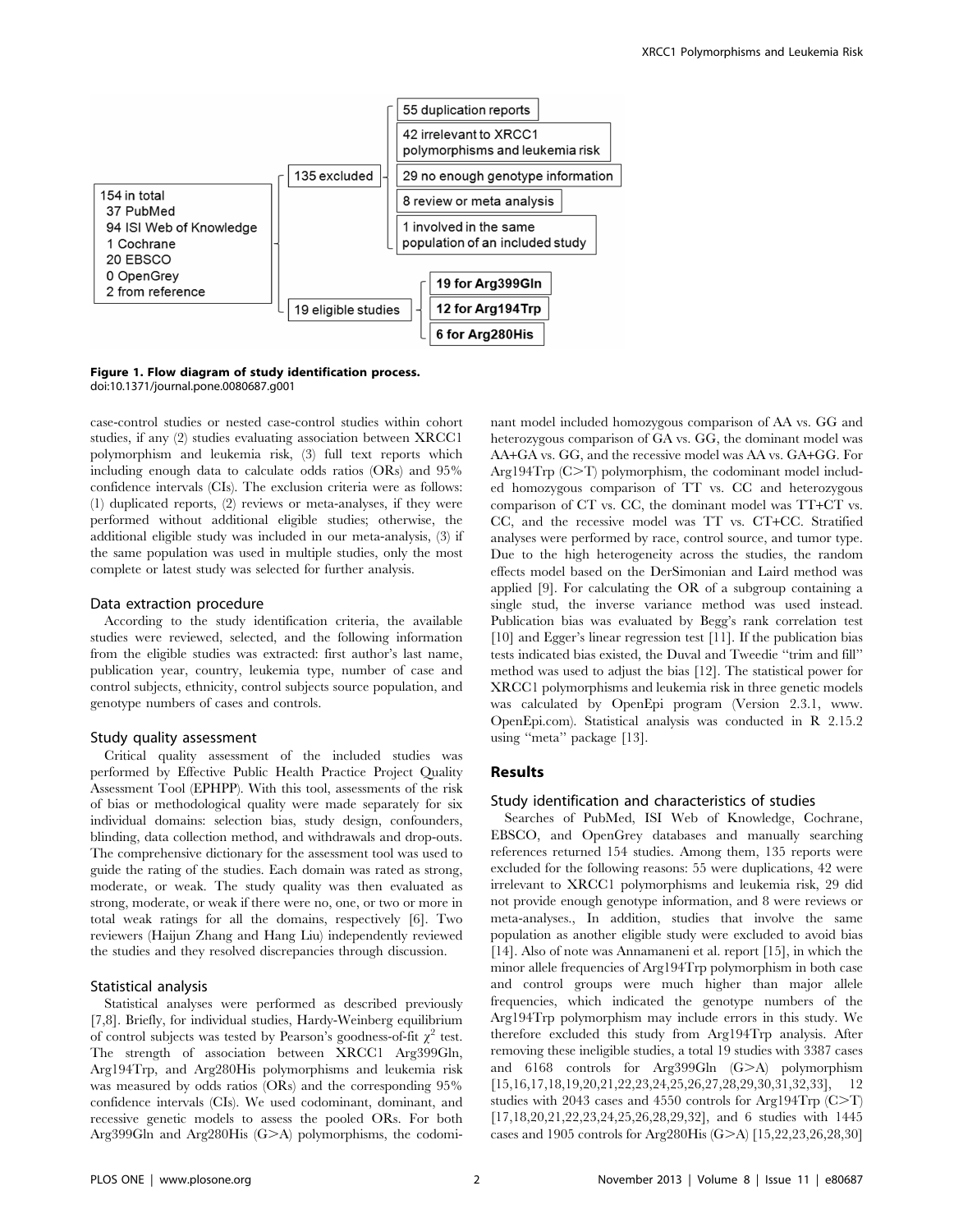154 in total
37 PubMed
94 ISI Web of Knowledge
1 Cochrane
20 EBSCO
0 OpenGrey
2 from reference

135 excluded
- 55 duplication reports
- 42 irrelevant to XRCC1 polymorphisms and leukemia risk
- 29 no enough genotype information
- 8 review or meta analysis
- 1 involved in the same population of an included study

19 eligible studies
- 19 for Arg399Gln
- 12 for Arg194Trp
- 6 for Arg280His

**Figure 1. Flow diagram of study identification process.**
doi:10.1371/journal.pone.0080687.g001

case-control studies or nested case-control studies within cohort studies, if any (2) studies evaluating association between XRCC1 polymorphism and leukemia risk, (3) full text reports which including enough data to calculate odds ratios (ORs) and 95% confidence intervals (CIs). The exclusion criteria were as follows: (1) duplicated reports, (2) reviews or meta-analyses, if they were performed without additional eligible studies; otherwise, the additional eligible study was included in our meta-analysis, (3) if the same population was used in multiple studies, only the most complete or latest study was selected for further analysis.

### Data extraction procedure

According to the study identification criteria, the available studies were reviewed, selected, and the following information from the eligible studies was extracted: first author's last name, publication year, country, leukemia type, number of case and control subjects, ethnicity, control subjects source population, and genotype numbers of cases and controls.

### Study quality assessment

Critical quality assessment of the included studies was performed by Effective Public Health Practice Project Quality Assessment Tool (EPHPP). With this tool, assessments of the risk of bias or methodological quality were made separately for six individual domains: selection bias, study design, confounders, blinding, data collection method, and withdrawals and drop-outs. The comprehensive dictionary for the assessment tool was used to guide the rating of the studies. Each domain was rated as strong, moderate, or weak. The study quality was then evaluated as strong, moderate, or weak if there were no, one, or two or more in total weak ratings for all the domains, respectively [6]. Two reviewers (Haijun Zhang and Hang Liu) independently reviewed the studies and they resolved discrepancies through discussion.

### Statistical analysis

Statistical analyses were performed as described previously [7,8]. Briefly, for individual studies, Hardy-Weinberg equilibrium of control subjects was tested by Pearson's goodness-of-fit $\chi^2$ test. The strength of association between XRCC1 Arg399Gln, Arg194Trp, and Arg280His polymorphisms and leukemia risk was measured by odds ratios (ORs) and the corresponding 95% confidence intervals (CIs). We used codominant, dominant, and recessive genetic models to assess the pooled ORs. For both Arg399Gln and Arg280His (G>A) polymorphisms, the codominant model included homozygous comparison of AA vs. GG and heterozygous comparison of GA vs. GG, the dominant model was AA+GA vs. GG, and the recessive model was AA vs. GA+GG. For Arg194Trp (C>T) polymorphism, the codominant model included homozygous comparison of TT vs. CC and heterozygous comparison of CT vs. CC, the dominant model was TT+CT vs. CC, and the recessive model was TT vs. CT+CC. Stratified analyses were performed by race, control source, and tumor type. Due to the high heterogeneity across the studies, the random effects model based on the DerSimonian and Laird method was applied [9]. For calculating the OR of a subgroup containing a single stud, the inverse variance method was used instead. Publication bias was evaluated by Begg's rank correlation test [10] and Egger's linear regression test [11]. If the publication bias tests indicated bias existed, the Duval and Tweedie "trim and fill" method was used to adjust the bias [12]. The statistical power for XRCC1 polymorphisms and leukemia risk in three genetic models was calculated by OpenEpi program (Version 2.3.1, www.OpenEpi.com). Statistical analysis was conducted in R 2.15.2 using "meta" package [13].

## Results

### Study identification and characteristics of studies

Searches of PubMed, ISI Web of Knowledge, Cochrane, EBSCO, and OpenGrey databases and manually searching references returned 154 studies. Among them, 135 reports were excluded for the following reasons: 55 were duplications, 42 were irrelevant to XRCC1 polymorphisms and leukemia risk, 29 did not provide enough genotype information, and 8 were reviews or meta-analyses., In addition, studies that involve the same population as another eligible study were excluded to avoid bias [14]. Also of note was Annamaneni et al. report [15], in which the minor allele frequencies of Arg194Trp polymorphism in both case and control groups were much higher than major allele frequencies, which indicated the genotype numbers of the Arg194Trp polymorphism may include errors in this study. We therefore excluded this study from Arg194Trp analysis. After removing these ineligible studies, a total 19 studies with 3387 cases and 6168 controls for Arg399Gln (G>A) polymorphism [15,16,17,18,19,20,21,22,23,24,25,26,27,28,29,30,31,32,33], 12 studies with 2043 cases and 4550 controls for Arg194Trp (C>T) [17,18,20,21,22,23,24,25,26,28,29,32], and 6 studies with 1445 cases and 1905 controls for Arg280His (G>A) [15,22,23,26,28,30]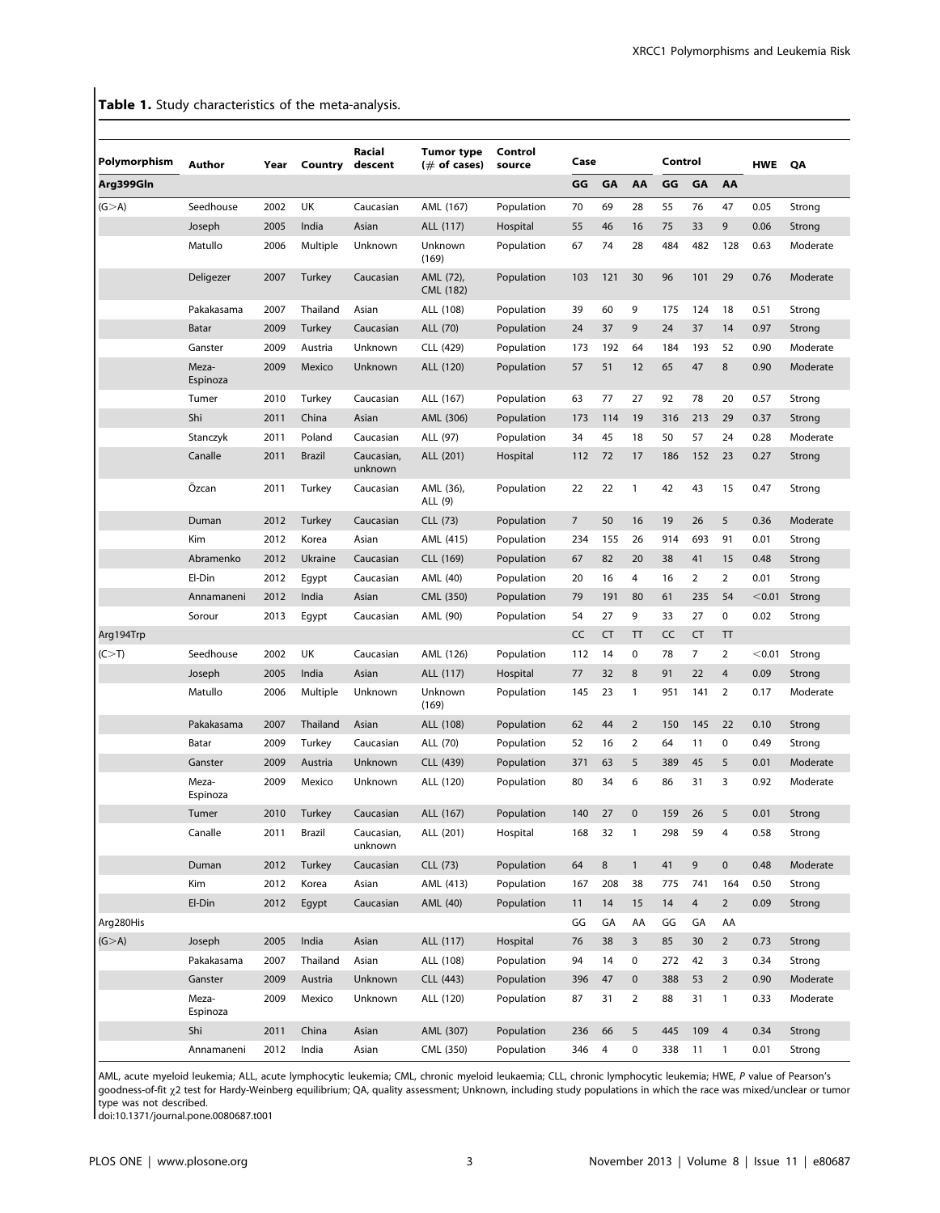**Table 1.** Study characteristics of the meta-analysis.

| Polymorphism | Author | Year | Country | Racial descent | Tumor type (# of cases) | Control source | Case | | | Control | | | HWE | QA |
|---|---|---|---|---|---|---|---|---|---|---|---|---|---|---|
| Arg399Gln | | | | | | | GG | GA | AA | GG | GA | AA | | |
| (G>A) | Seedhouse | 2002 | UK | Caucasian | AML (167) | Population | 70 | 69 | 28 | 55 | 76 | 47 | 0.05 | Strong |
| | Joseph | 2005 | India | Asian | ALL (117) | Hospital | 55 | 46 | 16 | 75 | 33 | 9 | 0.06 | Strong |
| | Matullo | 2006 | Multiple | Unknown | Unknown (169) | Population | 67 | 74 | 28 | 484 | 482 | 128 | 0.63 | Moderate |
| | Deligezer | 2007 | Turkey | Caucasian | AML (72), CML (182) | Population | 103 | 121 | 30 | 96 | 101 | 29 | 0.76 | Moderate |
| | Pakakasama | 2007 | Thailand | Asian | ALL (108) | Population | 39 | 60 | 9 | 175 | 124 | 18 | 0.51 | Strong |
| | Batar | 2009 | Turkey | Caucasian | ALL (70) | Population | 24 | 37 | 9 | 24 | 37 | 14 | 0.97 | Strong |
| | Ganster | 2009 | Austria | Unknown | CLL (429) | Population | 173 | 192 | 64 | 184 | 193 | 52 | 0.90 | Moderate |
| | Meza-Espinoza | 2009 | Mexico | Unknown | ALL (120) | Population | 57 | 51 | 12 | 65 | 47 | 8 | 0.90 | Moderate |
| | Tumer | 2010 | Turkey | Caucasian | ALL (167) | Population | 63 | 77 | 27 | 92 | 78 | 20 | 0.57 | Strong |
| | Shi | 2011 | China | Asian | AML (306) | Population | 173 | 114 | 19 | 316 | 213 | 29 | 0.37 | Strong |
| | Stanczyk | 2011 | Poland | Caucasian | ALL (97) | Population | 34 | 45 | 18 | 50 | 57 | 24 | 0.28 | Moderate |
| | Canalle | 2011 | Brazil | Caucasian, unknown | ALL (201) | Hospital | 112 | 72 | 17 | 186 | 152 | 23 | 0.27 | Strong |
| | Özcan | 2011 | Turkey | Caucasian | AML (36), ALL (9) | Population | 22 | 22 | 1 | 42 | 43 | 15 | 0.47 | Strong |
| | Duman | 2012 | Turkey | Caucasian | CLL (73) | Population | 7 | 50 | 16 | 19 | 26 | 5 | 0.36 | Moderate |
| | Kim | 2012 | Korea | Asian | AML (415) | Population | 234 | 155 | 26 | 914 | 693 | 91 | 0.01 | Strong |
| | Abramenko | 2012 | Ukraine | Caucasian | CLL (169) | Population | 67 | 82 | 20 | 38 | 41 | 15 | 0.48 | Strong |
| | El-Din | 2012 | Egypt | Caucasian | AML (40) | Population | 20 | 16 | 4 | 16 | 2 | 2 | 0.01 | Strong |
| | Annamaneni | 2012 | India | Asian | CML (350) | Population | 79 | 191 | 80 | 61 | 235 | 54 | <0.01 | Strong |
| | Sorour | 2013 | Egypt | Caucasian | AML (90) | Population | 54 | 27 | 9 | 33 | 27 | 0 | 0.02 | Strong |
| Arg194Trp | | | | | | | CC | CT | TT | CC | CT | TT | | |
| (C>T) | Seedhouse | 2002 | UK | Caucasian | AML (126) | Population | 112 | 14 | 0 | 78 | 7 | 2 | <0.01 | Strong |
| | Joseph | 2005 | India | Asian | ALL (117) | Hospital | 77 | 32 | 8 | 91 | 22 | 4 | 0.09 | Strong |
| | Matullo | 2006 | Multiple | Unknown | Unknown (169) | Population | 145 | 23 | 1 | 951 | 141 | 2 | 0.17 | Moderate |
| | Pakakasama | 2007 | Thailand | Asian | ALL (108) | Population | 62 | 44 | 2 | 150 | 145 | 22 | 0.10 | Strong |
| | Batar | 2009 | Turkey | Caucasian | ALL (70) | Population | 52 | 16 | 2 | 64 | 11 | 0 | 0.49 | Strong |
| | Ganster | 2009 | Austria | Unknown | CLL (439) | Population | 371 | 63 | 5 | 389 | 45 | 5 | 0.01 | Moderate |
| | Meza-Espinoza | 2009 | Mexico | Unknown | ALL (120) | Population | 80 | 34 | 6 | 86 | 31 | 3 | 0.92 | Moderate |
| | Tumer | 2010 | Turkey | Caucasian | ALL (167) | Population | 140 | 27 | 0 | 159 | 26 | 5 | 0.01 | Strong |
| | Canalle | 2011 | Brazil | Caucasian, unknown | ALL (201) | Hospital | 168 | 32 | 1 | 298 | 59 | 4 | 0.58 | Strong |
| | Duman | 2012 | Turkey | Caucasian | CLL (73) | Population | 64 | 8 | 1 | 41 | 9 | 0 | 0.48 | Moderate |
| | Kim | 2012 | Korea | Asian | AML (413) | Population | 167 | 208 | 38 | 775 | 741 | 164 | 0.50 | Strong |
| | El-Din | 2012 | Egypt | Caucasian | AML (40) | Population | 11 | 14 | 15 | 14 | 4 | 2 | 0.09 | Strong |
| Arg280His | | | | | | | GG | GA | AA | GG | GA | AA | | |
| (G>A) | Joseph | 2005 | India | Asian | ALL (117) | Hospital | 76 | 38 | 3 | 85 | 30 | 2 | 0.73 | Strong |
| | Pakakasama | 2007 | Thailand | Asian | ALL (108) | Population | 94 | 14 | 0 | 272 | 42 | 3 | 0.34 | Strong |
| | Ganster | 2009 | Austria | Unknown | CLL (443) | Population | 396 | 47 | 0 | 388 | 53 | 2 | 0.90 | Moderate |
| | Meza-Espinoza | 2009 | Mexico | Unknown | ALL (120) | Population | 87 | 31 | 2 | 88 | 31 | 1 | 0.33 | Moderate |
| | Shi | 2011 | China | Asian | AML (307) | Population | 236 | 66 | 5 | 445 | 109 | 4 | 0.34 | Strong |
| | Annamaneni | 2012 | India | Asian | CML (350) | Population | 346 | 4 | 0 | 338 | 11 | 1 | 0.01 | Strong |

AML, acute myeloid leukemia; ALL, acute lymphocytic leukemia; CML, chronic myeloid leukaemia; CLL, chronic lymphocytic leukemia; HWE, *P* value of Pearson's goodness-of-fit $\chi 2$ test for Hardy-Weinberg equilibrium; QA, quality assessment; Unknown, including study populations in which the race was mixed/unclear or tumor type was not described.

doi:10.1371/journal.pone.0080687.t001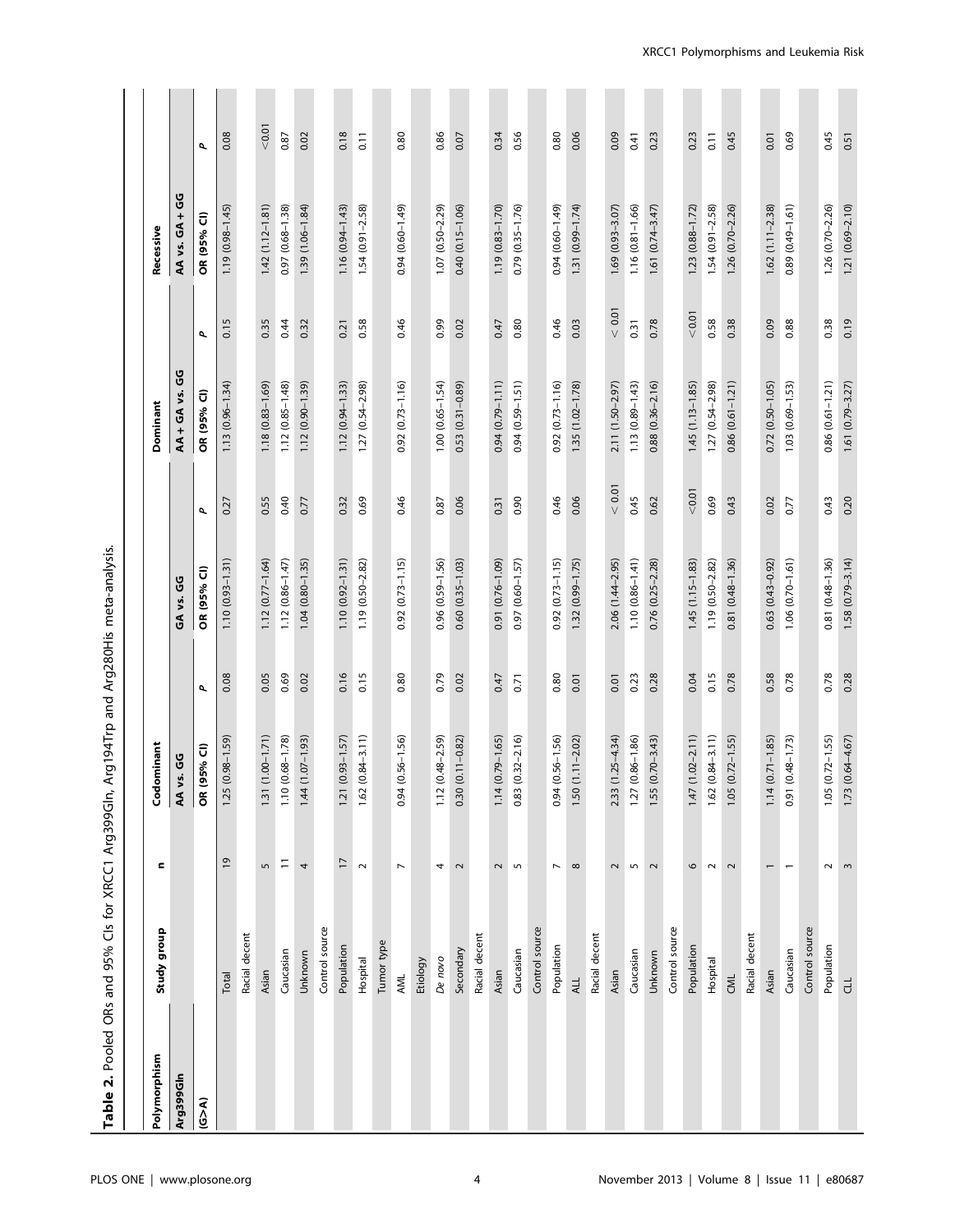**Table 2.** Pooled ORs and 95% CIs for XRCC1 Arg399Gln, Arg194Trp and Arg280His meta-analysis.

| Polymorphism | Study group | n | Codominant | | | | Dominant | | Recessive | |
|---|---|---|---|---|---|---|---|---|---|---|
| Arg399Gln | | | AA vs. GG | | GA vs. GG | | AA+GA vs. GG | | AA vs. GA+GG | |
| (G>A) | | | OR (95% CI) | *P* | OR (95% CI) | *P* | OR (95% CI) | *P* | OR (95% CI) | *P* |
| | Total | 19 | 1.25 (0.98–1.59) | 0.08 | 1.10 (0.93–1.31) | 0.27 | 1.13 (0.96–1.34) | 0.15 | 1.19 (0.98–1.45) | 0.08 |
| | Racial decent | | | | | | | | | |
| | Asian | 5 | 1.31 (1.00–1.71) | 0.05 | 1.12 (0.77–1.64) | 0.55 | 1.18 (0.83–1.69) | 0.35 | 1.42 (1.12–1.81) | <0.01 |
| | Caucasian | 11 | 1.10 (0.68–1.78) | 0.69 | 1.12 (0.86–1.47) | 0.40 | 1.12 (0.85–1.48) | 0.44 | 0.97 (0.68–1.38) | 0.87 |
| | Unknown | 4 | 1.44 (1.07–1.93) | 0.02 | 1.04 (0.80–1.35) | 0.77 | 1.12 (0.90–1.39) | 0.32 | 1.39 (1.06–1.84) | 0.02 |
| | Control source | | | | | | | | | |
| | Population | 17 | 1.21 (0.93–1.57) | 0.16 | 1.10 (0.92–1.31) | 0.32 | 1.12 (0.94–1.33) | 0.21 | 1.16 (0.94–1.43) | 0.18 |
| | Hospital | 2 | 1.62 (0.84–3.11) | 0.15 | 1.19 (0.50–2.82) | 0.69 | 1.27 (0.54–2.98) | 0.58 | 1.54 (0.91–2.58) | 0.11 |
| | Tumor type | | | | | | | | | |
| | AML | 7 | 0.94 (0.56–1.56) | 0.80 | 0.92 (0.73–1.15) | 0.46 | 0.92 (0.73–1.16) | 0.46 | 0.94 (0.60–1.49) | 0.80 |
| | Etiology | | | | | | | | | |
| | *De novo* | 4 | 1.12 (0.48–2.59) | 0.79 | 0.96 (0.59–1.56) | 0.87 | 1.00 (0.65–1.54) | 0.99 | 1.07 (0.50–2.29) | 0.86 |
| | Secondary | 2 | 0.30 (0.11–0.82) | 0.02 | 0.60 (0.35–1.03) | 0.06 | 0.53 (0.31–0.89) | 0.02 | 0.40 (0.15–1.06) | 0.07 |
| | Racial decent | | | | | | | | | |
| | Asian | 2 | 1.14 (0.79–1.65) | 0.47 | 0.91 (0.76–1.09) | 0.31 | 0.94 (0.79–1.11) | 0.47 | 1.19 (0.83–1.70) | 0.34 |
| | Caucasian | 5 | 0.83 (0.32–2.16) | 0.71 | 0.97 (0.60–1.57) | 0.90 | 0.94 (0.59–1.51) | 0.80 | 0.79 (0.35–1.76) | 0.56 |
| | Control source | | | | | | | | | |
| | Population | 7 | 0.94 (0.56–1.56) | 0.80 | 0.92 (0.73–1.15) | 0.46 | 0.92 (0.73–1.16) | 0.46 | 0.94 (0.60–1.49) | 0.80 |
| | ALL | 8 | 1.50 (1.11–2.02) | 0.01 | 1.32 (0.99–1.75) | 0.06 | 1.35 (1.02–1.78) | 0.03 | 1.31 (0.99–1.74) | 0.06 |
| | Racial decent | | | | | | | | | |
| | Asian | 2 | 2.33 (1.25–4.34) | 0.01 | 2.06 (1.44–2.95) | < 0.01 | 2.11 (1.50–2.97) | < 0.01 | 1.69 (0.93–3.07) | 0.09 |
| | Caucasian | 5 | 1.27 (0.86–1.86) | 0.23 | 1.10 (0.86–1.41) | 0.45 | 1.13 (0.89–1.43) | 0.31 | 1.16 (0.81–1.66) | 0.41 |
| | Unknown | 2 | 1.55 (0.70–3.43) | 0.28 | 0.76 (0.25–2.28) | 0.62 | 0.88 (0.36–2.16) | 0.78 | 1.61 (0.74–3.47) | 0.23 |
| | Control source | | | | | | | | | |
| | Population | 6 | 1.47 (1.02–2.11) | 0.04 | 1.45 (1.15–1.83) | <0.01 | 1.45 (1.13–1.85) | <0.01 | 1.23 (0.88–1.72) | 0.23 |
| | Hospital | 2 | 1.62 (0.84–3.11) | 0.15 | 1.19 (0.50–2.82) | 0.69 | 1.27 (0.54–2.98) | 0.58 | 1.54 (0.91–2.58) | 0.11 |
| | CML | 2 | 1.05 (0.72–1.55) | 0.78 | 0.81 (0.48–1.36) | 0.43 | 0.86 (0.61–1.21) | 0.38 | 1.26 (0.70–2.26) | 0.45 |
| | Racial decent | | | | | | | | | |
| | Asian | 1 | 1.14 (0.71–1.85) | 0.58 | 0.63 (0.43–0.92) | 0.02 | 0.72 (0.50–1.05) | 0.09 | 1.62 (1.11–2.38) | 0.01 |
| | Caucasian | 1 | 0.91 (0.48–1.73) | 0.78 | 1.06 (0.70–1.61) | 0.77 | 1.03 (0.69–1.53) | 0.88 | 0.89 (0.49–1.61) | 0.69 |
| | Control source | | | | | | | | | |
| | Population | 2 | 1.05 (0.72–1.55) | 0.78 | 0.81 (0.48–1.36) | 0.43 | 0.86 (0.61–1.21) | 0.38 | 1.26 (0.70–2.26) | 0.45 |
| | CLL | 3 | 1.73 (0.64–4.67) | 0.28 | 1.58 (0.79–3.14) | 0.20 | 1.61 (0.79–3.27) | 0.19 | 1.21 (0.69–2.10) | 0.51 |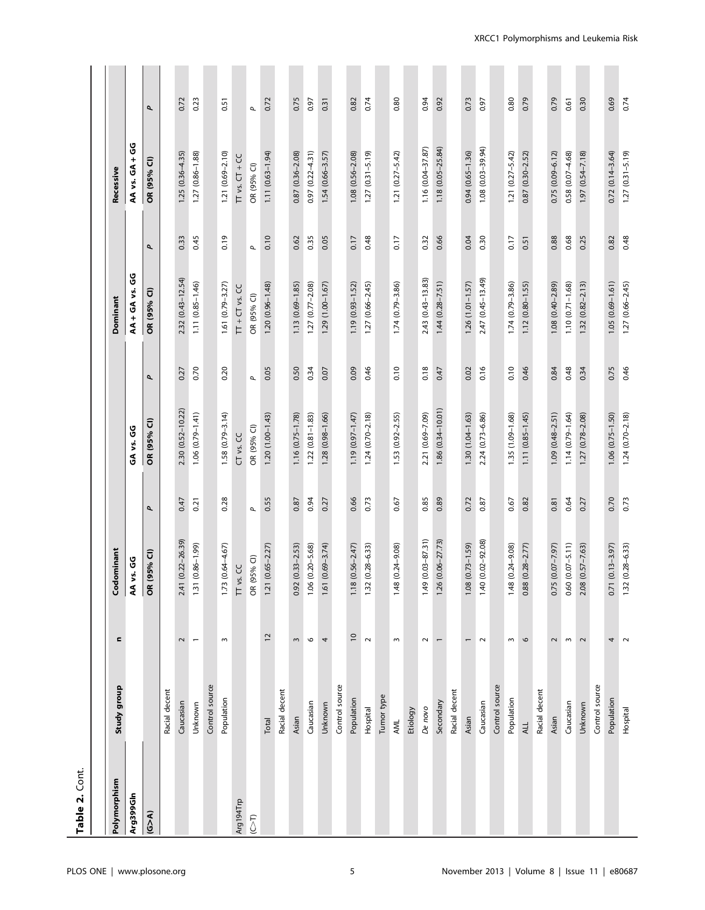**Table 2.** Cont.

| Polymorphism | Study group | n | Codominant | | | | Dominant | | Recessive | |
|---|---|---|---|---|---|---|---|---|---|---|
| Arg399Gln | | | AA vs. GG | | GA vs. GG | | AA + GA vs. GG | | AA vs. GA + GG | |
| (G>A) | | | OR (95% CI) | P | OR (95% CI) | P | OR (95% CI) | P | OR (95% CI) | P |
| | Racial decent | | | | | | | | | |
| | Caucasian | 2 | 2.41 (0.22–26.39) | 0.47 | 2.30 (0.52–10.22) | 0.27 | 2.32 (0.43–12.54) | 0.33 | 1.25 (0.36–4.35) | 0.72 |
| | Unknown | 1 | 1.31 (0.86–1.99) | 0.21 | 1.06 (0.79–1.41) | 0.70 | 1.11 (0.85–1.46) | 0.45 | 1.27 (0.86–1.88) | 0.23 |
| | Control source | | | | | | | | | |
| | Population | 3 | 1.73 (0.64–4.67) | 0.28 | 1.58 (0.79–3.14) | 0.20 | 1.61 (0.79–3.27) | 0.19 | 1.21 (0.69–2.10) | 0.51 |
| Arg194Trp | | | TT vs. CC | | CT vs. CC | | TT + CT vs. CC | | TT vs. CT + CC | |
| (C>T) | | | OR (95% CI) | P | OR (95% CI) | P | OR (95% CI) | P | OR (95% CI) | P |
| | Total | 12 | 1.21 (0.65–2.27) | 0.55 | 1.20 (1.00–1.43) | 0.05 | 1.20 (0.96–1.48) | 0.10 | 1.11 (0.63–1.94) | 0.72 |
| | Racial decent | | | | | | | | | |
| | Asian | 3 | 0.92 (0.33–2.53) | 0.87 | 1.16 (0.75–1.78) | 0.50 | 1.13 (0.69–1.85) | 0.62 | 0.87 (0.36–2.08) | 0.75 |
| | Caucasian | 6 | 1.06 (0.20–5.68) | 0.94 | 1.22 (0.81–1.83) | 0.34 | 1.27 (0.77–2.08) | 0.35 | 0.97 (0.22–4.31) | 0.97 |
| | Unknown | 4 | 1.61 (0.69–3.74) | 0.27 | 1.28 (0.98–1.66) | 0.07 | 1.29 (1.00–1.67) | 0.05 | 1.54 (0.66–3.57) | 0.31 |
| | Control source | | | | | | | | | |
| | Population | 10 | 1.18 (0.56–2.47) | 0.66 | 1.19 (0.97–1.47) | 0.09 | 1.19 (0.93–1.52) | 0.17 | 1.08 (0.56–2.08) | 0.82 |
| | Hospital | 2 | 1.32 (0.28–6.33) | 0.73 | 1.24 (0.70–2.18) | 0.46 | 1.27 (0.66–2.45) | 0.48 | 1.27 (0.31–5.19) | 0.74 |
| | Tumor type | | | | | | | | | |
| | AML | 3 | 1.48 (0.24–9.08) | 0.67 | 1.53 (0.92–2.55) | 0.10 | 1.74 (0.79–3.86) | 0.17 | 1.21 (0.27–5.42) | 0.80 |
| | Etiology | | | | | | | | | |
| | *De novo* | 2 | 1.49 (0.03–87.31) | 0.85 | 2.21 (0.69–7.09) | 0.18 | 2.43 (0.43–13.83) | 0.32 | 1.16 (0.04–37.87) | 0.94 |
| | Secondary | 1 | 1.26 (0.06–27.73) | 0.89 | 1.86 (0.34–10.01) | 0.47 | 1.44 (0.28–7.51) | 0.66 | 1.18 (0.05–25.84) | 0.92 |
| | Racial decent | | | | | | | | | |
| | Asian | 1 | 1.08 (0.73–1.59) | 0.72 | 1.30 (1.04–1.63) | 0.02 | 1.26 (1.01–1.57) | 0.04 | 0.94 (0.65–1.36) | 0.73 |
| | Caucasian | 2 | 1.40 (0.02–92.08) | 0.87 | 2.24 (0.73–6.86) | 0.16 | 2.47 (0.45–13.49) | 0.30 | 1.08 (0.03–39.94) | 0.97 |
| | Control source | | | | | | | | | |
| | Population | 3 | 1.48 (0.24–9.08) | 0.67 | 1.35 (1.09–1.68) | 0.10 | 1.74 (0.79–3.86) | 0.17 | 1.21 (0.27–5.42) | 0.80 |
| | ALL | 6 | 0.88 (0.28–2.77) | 0.82 | 1.11 (0.85–1.45) | 0.46 | 1.12 (0.80–1.55) | 0.51 | 0.87 (0.30–2.52) | 0.79 |
| | Racial decent | | | | | | | | | |
| | Asian | 2 | 0.75 (0.07–7.97) | 0.81 | 1.09 (0.48–2.51) | 0.84 | 1.08 (0.40–2.89) | 0.88 | 0.75 (0.09–6.12) | 0.79 |
| | Caucasian | 3 | 0.60 (0.07–5.11) | 0.64 | 1.14 (0.79–1.64) | 0.48 | 1.10 (0.71–1.68) | 0.68 | 0.58 (0.07–4.68) | 0.61 |
| | Unknown | 2 | 2.08 (0.57–7.63) | 0.27 | 1.27 (0.78–2.08) | 0.34 | 1.32 (0.82–2.13) | 0.25 | 1.97 (0.54–7.18) | 0.30 |
| | Control source | | | | | | | | | |
| | Population | 4 | 0.71 (0.13–3.97) | 0.70 | 1.06 (0.75–1.50) | 0.75 | 1.05 (0.69–1.61) | 0.82 | 0.72 (0.14–3.64) | 0.69 |
| | Hospital | 2 | 1.32 (0.28–6.33) | 0.73 | 1.24 (0.70–2.18) | 0.46 | 1.27 (0.66–2.45) | 0.48 | 1.27 (0.31–5.19) | 0.74 |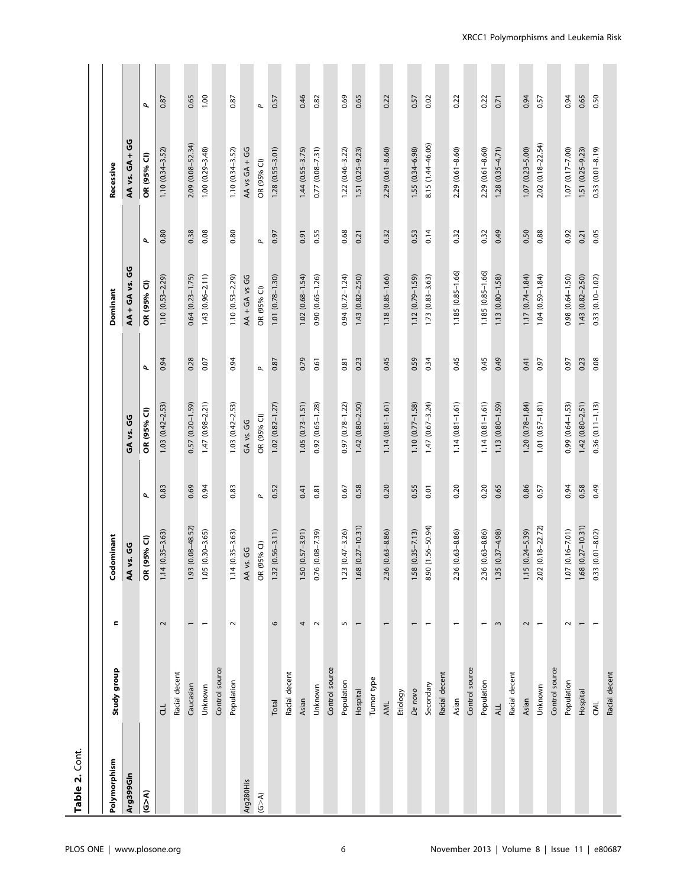**Table 2.** Cont.

| Polymorphism | Study group | n | Codominant | | | | Dominant | | Recessive | |
|---|---|---|---|---|---|---|---|---|---|---|
| Arg399Gln | | | AA vs. GG | | GA vs. GG | | AA+GA vs. GG | | AA vs. GA+GG | |
| (G>A) | | | OR (95% CI) | P | OR (95% CI) | P | OR (95% CI) | P | OR (95% CI) | P |
| | CLL | 2 | 1.14 (0.35–3.63) | 0.83 | 1.03 (0.42–2.53) | 0.94 | 1.10 (0.53–2.29) | 0.80 | 1.10 (0.34–3.52) | 0.87 |
| | Racial decent | | | | | | | | | |
| | Caucasian | 1 | 1.93 (0.08–48.52) | 0.69 | 0.57 (0.20–1.59) | 0.28 | 0.64 (0.23–1.75) | 0.38 | 2.09 (0.08–52.34) | 0.65 |
| | Unknown | 1 | 1.05 (0.30–3.65) | 0.94 | 1.47 (0.98–2.21) | 0.07 | 1.43 (0.96–2.11) | 0.08 | 1.00 (0.29–3.48) | 1.00 |
| | Control source | | | | | | | | | |
| | Population | 2 | 1.14 (0.35–3.63) | 0.83 | 1.03 (0.42–2.53) | 0.94 | 1.10 (0.53–2.29) | 0.80 | 1.10 (0.34–3.52) | 0.87 |
| Arg280His | | | AA vs. GG | | GA vs. GG | | AA+GA vs GG | | AA vs GA+GG | |
| (G>A) | | | OR (95% CI) | P | OR (95% CI) | P | OR (95% CI) | P | OR (95% CI) | P |
| | Total | 6 | 1.32 (0.56–3.11) | 0.52 | 1.02 (0.82–1.27) | 0.87 | 1.01 (0.78–1.30) | 0.97 | 1.28 (0.55–3.01) | 0.57 |
| | Racial decent | | | | | | | | | |
| | Asian | 4 | 1.50 (0.57–3.91) | 0.41 | 1.05 (0.73–1.51) | 0.79 | 1.02 (0.68–1.54) | 0.91 | 1.44 (0.55–3.75) | 0.46 |
| | Unknown | 2 | 0.76 (0.08–7.39) | 0.81 | 0.92 (0.65–1.28) | 0.61 | 0.90 (0.65–1.26) | 0.55 | 0.77 (0.08–7.31) | 0.82 |
| | Control source | | | | | | | | | |
| | Population | 5 | 1.23 (0.47–3.26) | 0.67 | 0.97 (0.78–1.22) | 0.81 | 0.94 (0.72–1.24) | 0.68 | 1.22 (0.46–3.22) | 0.69 |
| | Hospital | 1 | 1.68 (0.27–10.31) | 0.58 | 1.42 (0.80–2.50) | 0.23 | 1.43 (0.82–2.50) | 0.21 | 1.51 (0.25–9.23) | 0.65 |
| | Tumor type | | | | | | | | | |
| | AML | 1 | 2.36 (0.63–8.86) | 0.20 | 1.14 (0.81–1.61) | 0.45 | 1.18 (0.85–1.66) | 0.32 | 2.29 (0.61–8.60) | 0.22 |
| | Etiology | | | | | | | | | |
| | *De novo* | 1 | 1.58 (0.35–7.13) | 0.55 | 1.10 (0.77–1.58) | 0.59 | 1.12 (0.79–1.59) | 0.53 | 1.55 (0.34–6.98) | 0.57 |
| | Secondary | 1 | 8.90 (1.56–50.94) | 0.01 | 1.47 (0.67–3.24) | 0.34 | 1.73 (0.83–3.63) | 0.14 | 8.15 (1.44–46.06) | 0.02 |
| | Racial decent | | | | | | | | | |
| | Asian | 1 | 2.36 (0.63–8.86) | 0.20 | 1.14 (0.81–1.61) | 0.45 | 1.185 (0.85–1.66) | 0.32 | 2.29 (0.61–8.60) | 0.22 |
| | Control source | | | | | | | | | |
| | Population | 1 | 2.36 (0.63–8.86) | 0.20 | 1.14 (0.81–1.61) | 0.45 | 1.185 (0.85–1.66) | 0.32 | 2.29 (0.61–8.60) | 0.22 |
| | ALL | 3 | 1.35 (0.37–4.98) | 0.65 | 1.13 (0.80–1.59) | 0.49 | 1.13 (0.80–1.58) | 0.49 | 1.28 (0.35–4.71) | 0.71 |
| | Racial decent | | | | | | | | | |
| | Asian | 2 | 1.15 (0.24–5.39) | 0.86 | 1.20 (0.78–1.84) | 0.41 | 1.17 (0.74–1.84) | 0.50 | 1.07 (0.23–5.00) | 0.94 |
| | Unknown | 1 | 2.02 (0.18–22.72) | 0.57 | 1.01 (0.57–1.81) | 0.97 | 1.04 (0.59–1.84) | 0.88 | 2.02 (0.18–22.54) | 0.57 |
| | Control source | | | | | | | | | |
| | Population | 2 | 1.07 (0.16–7.01) | 0.94 | 0.99 (0.64–1.53) | 0.97 | 0.98 (0.64–1.50) | 0.92 | 1.07 (0.17–7.00) | 0.94 |
| | Hospital | 1 | 1.68 (0.27–10.31) | 0.58 | 1.42 (0.80–2.51) | 0.23 | 1.43 (0.82–2.50) | 0.21 | 1.51 (0.25–9.23) | 0.65 |
| | CML | 1 | 0.33 (0.01–8.02) | 0.49 | 0.36 (0.11–1.13) | 0.08 | 0.33 (0.10–1.02) | 0.05 | 0.33 (0.01–8.19) | 0.50 |
| | Racial decent | | | | | | | | | |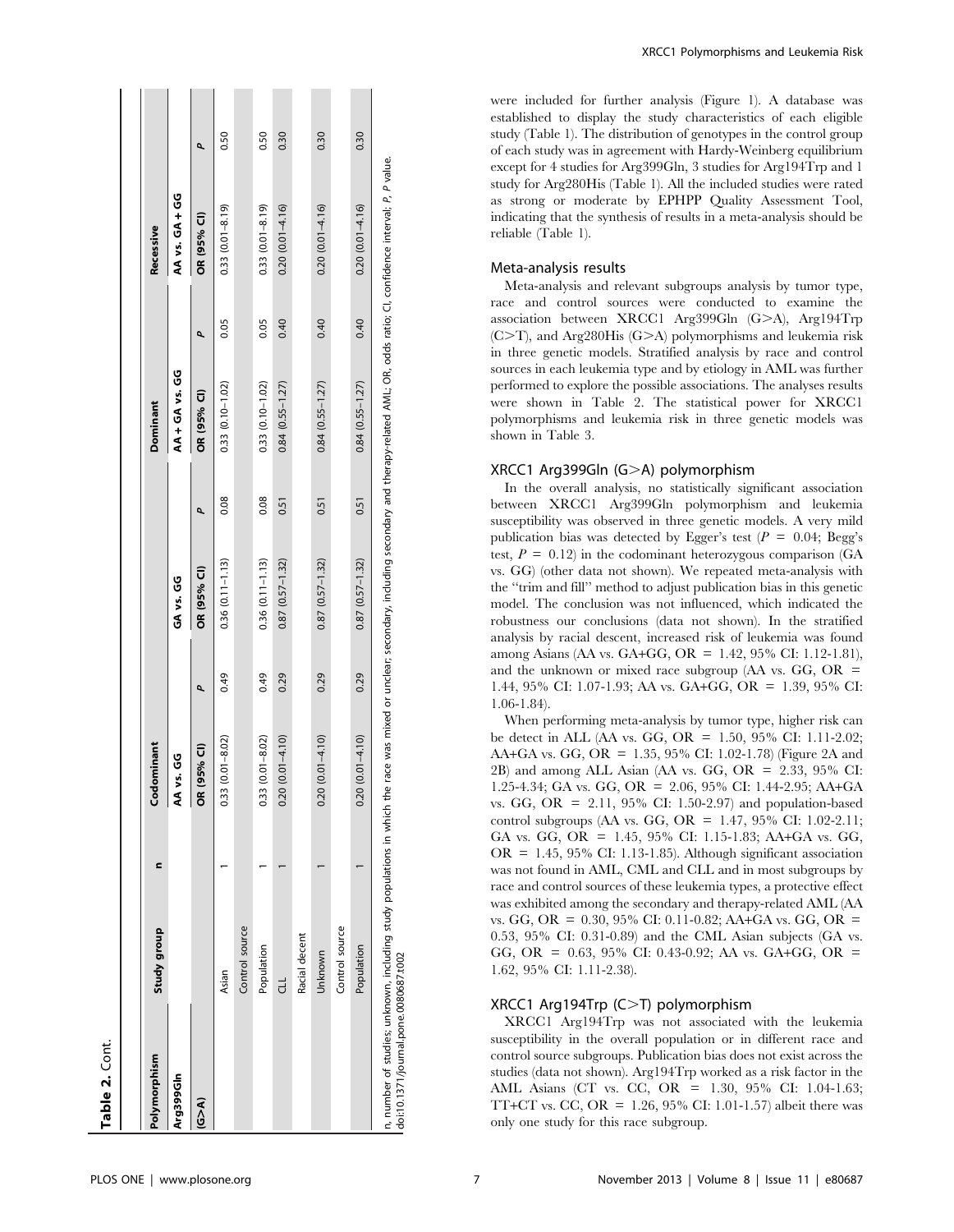**Table 2.** Cont.

| Polymorphism | Study group | n | Codominant | | | | Dominant | | Recessive | |
|---|---|---|---|---|---|---|---|---|---|---|
| Arg399Gln | | | AA vs. GG | | GA vs. GG | | AA+GA vs. GG | | AA vs. GA+GG | |
| (G>A) | | | OR (95% CI) | *P* | OR (95% CI) | *P* | OR (95% CI) | *P* | OR (95% CI) | *P* |
| | Asian | 1 | 0.33 (0.01–8.02) | 0.49 | 0.36 (0.11–1.13) | 0.08 | 0.33 (0.10–1.02) | 0.05 | 0.33 (0.01–8.19) | 0.50 |
| | Control source | | | | | | | | | |
| | Population | 1 | 0.33 (0.01–8.02) | 0.49 | 0.36 (0.11–1.13) | 0.08 | 0.33 (0.10–1.02) | 0.05 | 0.33 (0.01–8.19) | 0.50 |
| | CLL | 1 | 0.20 (0.01–4.10) | 0.29 | 0.87 (0.57–1.32) | 0.51 | 0.84 (0.55–1.27) | 0.40 | 0.20 (0.01–4.16) | 0.30 |
| | Racial decent | | | | | | | | | |
| | Unknown | 1 | 0.20 (0.01–4.10) | 0.29 | 0.87 (0.57–1.32) | 0.51 | 0.84 (0.55–1.27) | 0.40 | 0.20 (0.01–4.16) | 0.30 |
| | Control source | | | | | | | | | |
| | Population | 1 | 0.20 (0.01–4.10) | 0.29 | 0.87 (0.57–1.32) | 0.51 | 0.84 (0.55–1.27) | 0.40 | 0.20 (0.01–4.16) | 0.30 |

n, number of studies; unknown, including study populations in which the race was mixed or unclear; secondary, including secondary and therapy-related AML; OR, odds ratio; CI, confidence interval; *P*, *P* value.
doi:10.1371/journal.pone.0080687.t002

were included for further analysis (Figure 1). A database was established to display the study characteristics of each eligible study (Table 1). The distribution of genotypes in the control group of each study was in agreement with Hardy-Weinberg equilibrium except for 4 studies for Arg399Gln, 3 studies for Arg194Trp and 1 study for Arg280His (Table 1). All the included studies were rated as strong or moderate by EPHPP Quality Assessment Tool, indicating that the synthesis of results in a meta-analysis should be reliable (Table 1).

### Meta-analysis results

Meta-analysis and relevant subgroups analysis by tumor type, race and control sources were conducted to examine the association between XRCC1 Arg399Gln (G>A), Arg194Trp (C>T), and Arg280His (G>A) polymorphisms and leukemia risk in three genetic models. Stratified analysis by race and control sources in each leukemia type and by etiology in AML was further performed to explore the possible associations. The analyses results were shown in Table 2. The statistical power for XRCC1 polymorphisms and leukemia risk in three genetic models was shown in Table 3.

### XRCC1 Arg399Gln (G>A) polymorphism

In the overall analysis, no statistically significant association between XRCC1 Arg399Gln polymorphism and leukemia susceptibility was observed in three genetic models. A very mild publication bias was detected by Egger's test ($P$ = 0.04; Begg's test, $P$ = 0.12) in the codominant heterozygous comparison (GA vs. GG) (other data not shown). We repeated meta-analysis with the "trim and fill" method to adjust publication bias in this genetic model. The conclusion was not influenced, which indicated the robustness our conclusions (data not shown). In the stratified analysis by racial descent, increased risk of leukemia was found among Asians (AA vs. GA+GG, OR = 1.42, 95% CI: 1.12-1.81), and the unknown or mixed race subgroup (AA vs. GG, OR = 1.44, 95% CI: 1.07-1.93; AA vs. GA+GG, OR = 1.39, 95% CI: 1.06-1.84).

When performing meta-analysis by tumor type, higher risk can be detect in ALL (AA vs. GG, OR = 1.50, 95% CI: 1.11-2.02; AA+GA vs. GG, OR = 1.35, 95% CI: 1.02-1.78) (Figure 2A and 2B) and among ALL Asian (AA vs. GG, OR = 2.33, 95% CI: 1.25-4.34; GA vs. GG, OR = 2.06, 95% CI: 1.44-2.95; AA+GA vs. GG, OR = 2.11, 95% CI: 1.50-2.97) and population-based control subgroups (AA vs. GG, OR = 1.47, 95% CI: 1.02-2.11; GA vs. GG, OR = 1.45, 95% CI: 1.15-1.83; AA+GA vs. GG, OR = 1.45, 95% CI: 1.13-1.85). Although significant association was not found in AML, CML and CLL and in most subgroups by race and control sources of these leukemia types, a protective effect was exhibited among the secondary and therapy-related AML (AA vs. GG, OR = 0.30, 95% CI: 0.11-0.82; AA+GA vs. GG, OR = 0.53, 95% CI: 0.31-0.89) and the CML Asian subjects (GA vs. GG, OR = 0.63, 95% CI: 0.43-0.92; AA vs. GA+GG, OR = 1.62, 95% CI: 1.11-2.38).

### XRCC1 Arg194Trp (C>T) polymorphism

XRCC1 Arg194Trp was not associated with the leukemia susceptibility in the overall population or in different race and control source subgroups. Publication bias does not exist across the studies (data not shown). Arg194Trp worked as a risk factor in the AML Asians (CT vs. CC, OR = 1.30, 95% CI: 1.04-1.63; TT+CT vs. CC, OR = 1.26, 95% CI: 1.01-1.57) albeit there was only one study for this race subgroup.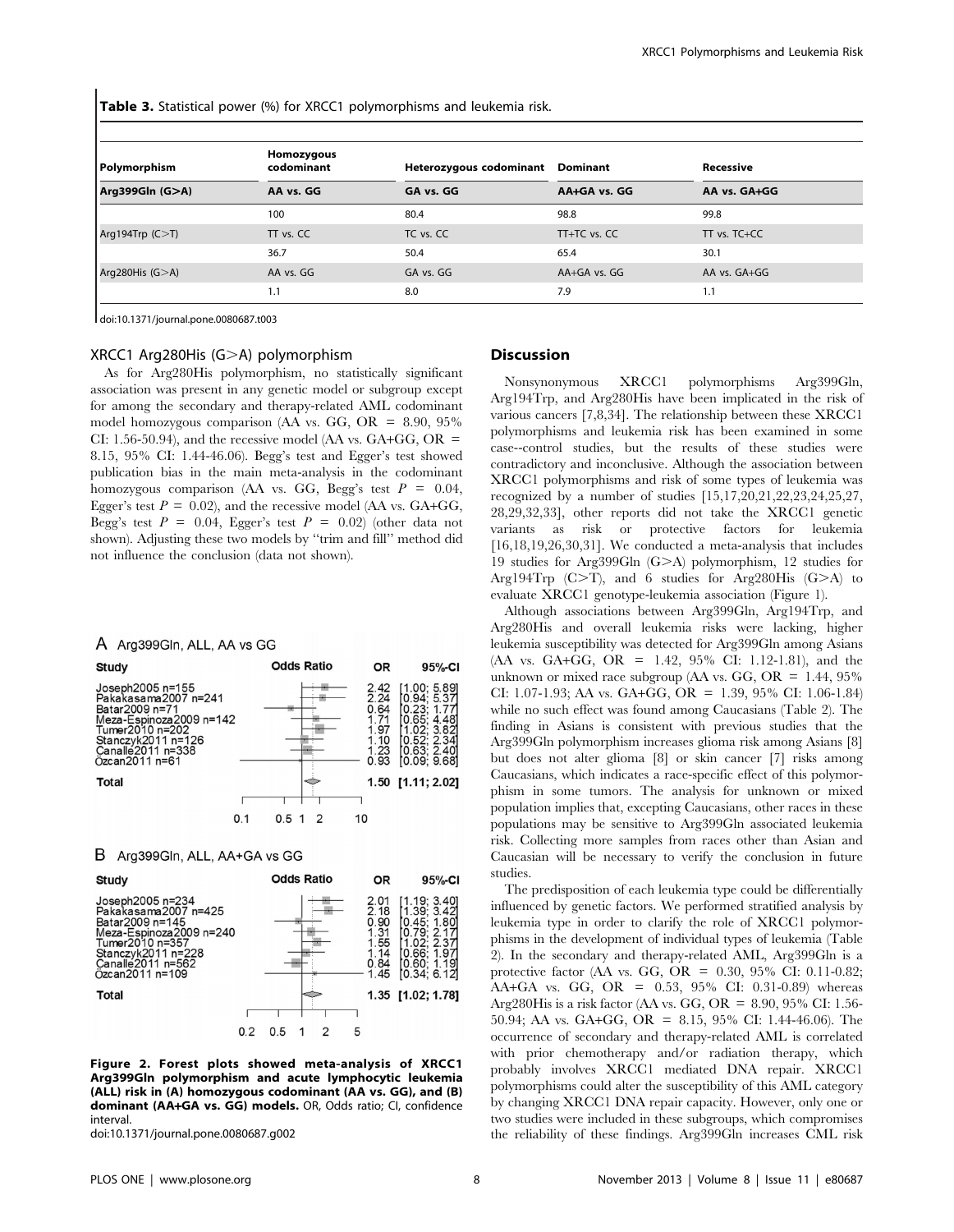**Table 3.** Statistical power (%) for XRCC1 polymorphisms and leukemia risk.

| Polymorphism | Homozygous codominant | Heterozygous codominant | Dominant | Recessive |
|---|---|---|---|---|
| **Arg399Gln (G>A)** | **AA vs. GG** | **GA vs. GG** | **AA+GA vs. GG** | **AA vs. GA+GG** |
| | 100 | 80.4 | 98.8 | 99.8 |
| Arg194Trp (C>T) | TT vs. CC | TC vs. CC | TT+TC vs. CC | TT vs. TC+CC |
| | 36.7 | 50.4 | 65.4 | 30.1 |
| Arg280His (G>A) | AA vs. GG | GA vs. GG | AA+GA vs. GG | AA vs. GA+GG |
| | 1.1 | 8.0 | 7.9 | 1.1 |

doi:10.1371/journal.pone.0080687.t003

### XRCC1 Arg280His (G>A) polymorphism

As for Arg280His polymorphism, no statistically significant association was present in any genetic model or subgroup except for among the secondary and therapy-related AML codominant model homozygous comparison (AA vs. GG, OR = 8.90, 95% CI: 1.56-50.94), and the recessive model (AA vs. GA+GG, OR = 8.15, 95% CI: 1.44-46.06). Begg's test and Egger's test showed publication bias in the main meta-analysis in the codominant homozygous comparison (AA vs. GG, Begg's test $P$ = 0.04, Egger's test $P$ = 0.02), and the recessive model (AA vs. GA+GG, Begg's test $P$ = 0.04, Egger's test $P$ = 0.02) (other data not shown). Adjusting these two models by "trim and fill" method did not influence the conclusion (data not shown).

**A** Arg399Gln, ALL, AA vs GG

| Study | OR | 95%-CI |
|---|---|---|
| Joseph2005 n=155 | 2.42 | [1.00; 5.89] |
| Pakakasama2007 n=241 | 2.24 | [0.94; 5.37] |
| Batar2009 n=71 | 0.64 | [0.23; 1.77] |
| Meza-Espinoza2009 n=142 | 1.71 | [0.65; 4.48] |
| Tumer2010 n=202 | 1.97 | [1.02; 3.82] |
| Stanczyk2011 n=126 | 1.10 | [0.52; 2.34] |
| Canalle2011 n=338 | 1.23 | [0.63; 2.40] |
| Özcan2011 n=61 | 0.93 | [0.09; 9.68] |
| **Total** | **1.50** | **[1.11; 2.02]** |

**B** Arg399Gln, ALL, AA+GA vs GG

| Study | OR | 95%-CI |
|---|---|---|
| Joseph2005 n=234 | 2.01 | [1.19; 3.40] |
| Pakakasama2007 n=425 | 2.18 | [1.39; 3.42] |
| Batar2009 n=145 | 0.90 | [0.45; 1.80] |
| Meza-Espinoza2009 n=240 | 1.31 | [0.79; 2.17] |
| Tumer2010 n=357 | 1.55 | [1.02; 2.37] |
| Stanczyk2011 n=228 | 1.14 | [0.66; 1.97] |
| Canalle2011 n=562 | 0.84 | [0.60; 1.19] |
| Özcan2011 n=109 | 1.45 | [0.34; 6.12] |
| **Total** | **1.35** | **[1.02; 1.78]** |

**Figure 2. Forest plots showed meta-analysis of XRCC1 Arg399Gln polymorphism and acute lymphocytic leukemia (ALL) risk in (A) homozygous codominant (AA vs. GG), and (B) dominant (AA+GA vs. GG) models.** OR, Odds ratio; CI, confidence interval.
doi:10.1371/journal.pone.0080687.g002

## Discussion

Nonsynonymous XRCC1 polymorphisms Arg399Gln, Arg194Trp, and Arg280His have been implicated in the risk of various cancers [7,8,34]. The relationship between these XRCC1 polymorphisms and leukemia risk has been examined in some case--control studies, but the results of these studies were contradictory and inconclusive. Although the association between XRCC1 polymorphisms and risk of some types of leukemia was recognized by a number of studies [15,17,20,21,22,23,24,25,27, 28,29,32,33], other reports did not take the XRCC1 genetic variants as risk or protective factors for leukemia [16,18,19,26,30,31]. We conducted a meta-analysis that includes 19 studies for Arg399Gln (G>A) polymorphism, 12 studies for Arg194Trp (C>T), and 6 studies for Arg280His (G>A) to evaluate XRCC1 genotype-leukemia association (Figure 1).

Although associations between Arg399Gln, Arg194Trp, and Arg280His and overall leukemia risks were lacking, higher leukemia susceptibility was detected for Arg399Gln among Asians (AA vs. GA+GG, OR = 1.42, 95% CI: 1.12-1.81), and the unknown or mixed race subgroup (AA vs. GG, OR = 1.44, 95% CI: 1.07-1.93; AA vs. GA+GG, OR = 1.39, 95% CI: 1.06-1.84) while no such effect was found among Caucasians (Table 2). The finding in Asians is consistent with previous studies that the Arg399Gln polymorphism increases glioma risk among Asians [8] but does not alter glioma [8] or skin cancer [7] risks among Caucasians, which indicates a race-specific effect of this polymorphism in some tumors. The analysis for unknown or mixed population implies that, excepting Caucasians, other races in these populations may be sensitive to Arg399Gln associated leukemia risk. Collecting more samples from races other than Asian and Caucasian will be necessary to verify the conclusion in future studies.

The predisposition of each leukemia type could be differentially influenced by genetic factors. We performed stratified analysis by leukemia type in order to clarify the role of XRCC1 polymorphisms in the development of individual types of leukemia (Table 2). In the secondary and therapy-related AML, Arg399Gln is a protective factor (AA vs. GG, OR = 0.30, 95% CI: 0.11-0.82; AA+GA vs. GG, OR = 0.53, 95% CI: 0.31-0.89) whereas Arg280His is a risk factor (AA vs. GG, OR = 8.90, 95% CI: 1.56-50.94; AA vs. GA+GG, OR = 8.15, 95% CI: 1.44-46.06). The occurrence of secondary and therapy-related AML is correlated with prior chemotherapy and/or radiation therapy, which probably involves XRCC1 mediated DNA repair. XRCC1 polymorphisms could alter the susceptibility of this AML category by changing XRCC1 DNA repair capacity. However, only one or two studies were included in these subgroups, which compromises the reliability of these findings. Arg399Gln increases CML risk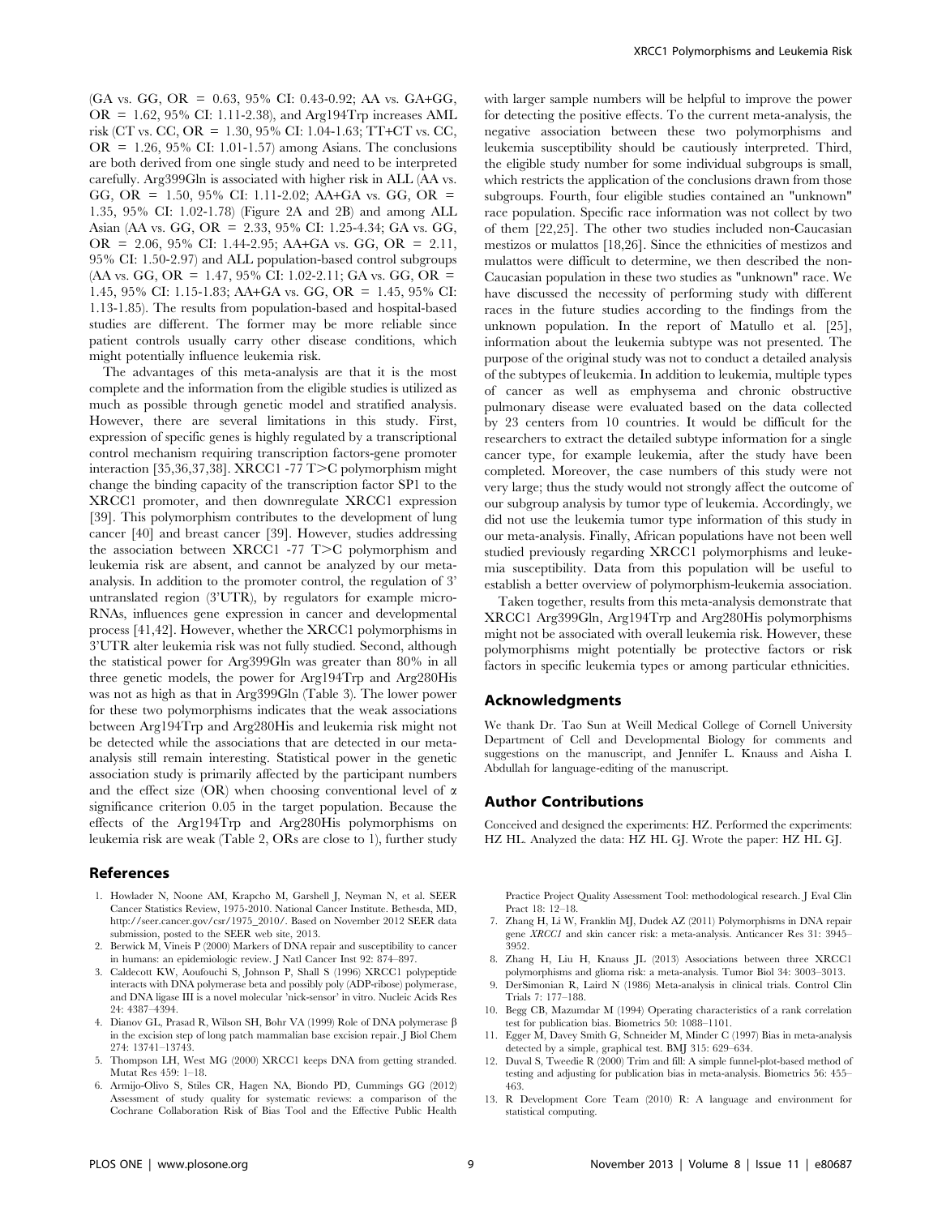(GA vs. GG, OR = 0.63, 95% CI: 0.43-0.92; AA vs. GA+GG, OR = 1.62, 95% CI: 1.11-2.38), and Arg194Trp increases AML risk (CT vs. CC, OR = 1.30, 95% CI: 1.04-1.63; TT+CT vs. CC, OR = 1.26, 95% CI: 1.01-1.57) among Asians. The conclusions are both derived from one single study and need to be interpreted carefully. Arg399Gln is associated with higher risk in ALL (AA vs. GG, OR = 1.50, 95% CI: 1.11-2.02; AA+GA vs. GG, OR = 1.35, 95% CI: 1.02-1.78) (Figure 2A and 2B) and among ALL Asian (AA vs. GG, OR = 2.33, 95% CI: 1.25-4.34; GA vs. GG, OR = 2.06, 95% CI: 1.44-2.95; AA+GA vs. GG, OR = 2.11, 95% CI: 1.50-2.97) and ALL population-based control subgroups (AA vs. GG, OR = 1.47, 95% CI: 1.02-2.11; GA vs. GG, OR = 1.45, 95% CI: 1.15-1.83; AA+GA vs. GG, OR = 1.45, 95% CI: 1.13-1.85). The results from population-based and hospital-based studies are different. The former may be more reliable since patient controls usually carry other disease conditions, which might potentially influence leukemia risk.

The advantages of this meta-analysis are that it is the most complete and the information from the eligible studies is utilized as much as possible through genetic model and stratified analysis. However, there are several limitations in this study. First, expression of specific genes is highly regulated by a transcriptional control mechanism requiring transcription factors-gene promoter interaction [35,36,37,38]. XRCC1 -77 T>C polymorphism might change the binding capacity of the transcription factor SP1 to the XRCC1 promoter, and then downregulate XRCC1 expression [39]. This polymorphism contributes to the development of lung cancer [40] and breast cancer [39]. However, studies addressing the association between XRCC1 -77 T>C polymorphism and leukemia risk are absent, and cannot be analyzed by our meta-analysis. In addition to the promoter control, the regulation of 3' untranslated region (3'UTR), by regulators for example micro-RNAs, influences gene expression in cancer and developmental process [41,42]. However, whether the XRCC1 polymorphisms in 3'UTR alter leukemia risk was not fully studied. Second, although the statistical power for Arg399Gln was greater than 80% in all three genetic models, the power for Arg194Trp and Arg280His was not as high as that in Arg399Gln (Table 3). The lower power for these two polymorphisms indicates that the weak associations between Arg194Trp and Arg280His and leukemia risk might not be detected while the associations that are detected in our meta-analysis still remain interesting. Statistical power in the genetic association study is primarily affected by the participant numbers and the effect size (OR) when choosing conventional level of $\alpha$ significance criterion 0.05 in the target population. Because the effects of the Arg194Trp and Arg280His polymorphisms on leukemia risk are weak (Table 2, ORs are close to 1), further study with larger sample numbers will be helpful to improve the power for detecting the positive effects. To the current meta-analysis, the negative association between these two polymorphisms and leukemia susceptibility should be cautiously interpreted. Third, the eligible study number for some individual subgroups is small, which restricts the application of the conclusions drawn from those subgroups. Fourth, four eligible studies contained an "unknown" race population. Specific race information was not collect by two of them [22,25]. The other two studies included non-Caucasian mestizos or mulattos [18,26]. Since the ethnicities of mestizos and mulattos were difficult to determine, we then described the non-Caucasian population in these two studies as "unknown" race. We have discussed the necessity of performing study with different races in the future studies according to the findings from the unknown population. In the report of Matullo et al. [25], information about the leukemia subtype was not presented. The purpose of the original study was not to conduct a detailed analysis of the subtypes of leukemia. In addition to leukemia, multiple types of cancer as well as emphysema and chronic obstructive pulmonary disease were evaluated based on the data collected by 23 centers from 10 countries. It would be difficult for the researchers to extract the detailed subtype information for a single cancer type, for example leukemia, after the study have been completed. Moreover, the case numbers of this study were not very large; thus the study would not strongly affect the outcome of our subgroup analysis by tumor type of leukemia. Accordingly, we did not use the leukemia tumor type information of this study in our meta-analysis. Finally, African populations have not been well studied previously regarding XRCC1 polymorphisms and leukemia susceptibility. Data from this population will be useful to establish a better overview of polymorphism-leukemia association.

Taken together, results from this meta-analysis demonstrate that XRCC1 Arg399Gln, Arg194Trp and Arg280His polymorphisms might not be associated with overall leukemia risk. However, these polymorphisms might potentially be protective factors or risk factors in specific leukemia types or among particular ethnicities.

## Acknowledgments

We thank Dr. Tao Sun at Weill Medical College of Cornell University Department of Cell and Developmental Biology for comments and suggestions on the manuscript, and Jennifer L. Knauss and Aisha I. Abdullah for language-editing of the manuscript.

## Author Contributions

Conceived and designed the experiments: HZ. Performed the experiments: HZ HL. Analyzed the data: HZ HL GJ. Wrote the paper: HZ HL GJ.

## References

1. Howlader N, Noone AM, Krapcho M, Garshell J, Neyman N, et al. SEER Cancer Statistics Review, 1975-2010. National Cancer Institute. Bethesda, MD, http://seer.cancer.gov/csr/1975_2010/. Based on November 2012 SEER data submission, posted to the SEER web site, 2013.
2. Berwick M, Vineis P (2000) Markers of DNA repair and susceptibility to cancer in humans: an epidemiologic review. J Natl Cancer Inst 92: 874–897.
3. Caldecott KW, Aoufouchi S, Johnson P, Shall S (1996) XRCC1 polypeptide interacts with DNA polymerase beta and possibly poly (ADP-ribose) polymerase, and DNA ligase III is a novel molecular 'nick-sensor' in vitro. Nucleic Acids Res 24: 4387–4394.
4. Dianov GL, Prasad R, Wilson SH, Bohr VA (1999) Role of DNA polymerase β in the excision step of long patch mammalian base excision repair. J Biol Chem 274: 13741–13743.
5. Thompson LH, West MG (2000) XRCC1 keeps DNA from getting stranded. Mutat Res 459: 1–18.
6. Armijo-Olivo S, Stiles CR, Hagen NA, Biondo PD, Cummings GG (2012) Assessment of study quality for systematic reviews: a comparison of the Cochrane Collaboration Risk of Bias Tool and the Effective Public Health Practice Project Quality Assessment Tool: methodological research. J Eval Clin Pract 18: 12–18.
7. Zhang H, Li W, Franklin MJ, Dudek AZ (2011) Polymorphisms in DNA repair gene *XRCC1* and skin cancer risk: a meta-analysis. Anticancer Res 31: 3945–3952.
8. Zhang H, Liu H, Knauss JL (2013) Associations between three XRCC1 polymorphisms and glioma risk: a meta-analysis. Tumor Biol 34: 3003–3013.
9. DerSimonian R, Laird N (1986) Meta-analysis in clinical trials. Control Clin Trials 7: 177–188.
10. Begg CB, Mazumdar M (1994) Operating characteristics of a rank correlation test for publication bias. Biometrics 50: 1088–1101.
11. Egger M, Davey Smith G, Schneider M, Minder C (1997) Bias in meta-analysis detected by a simple, graphical test. BMJ 315: 629–634.
12. Duval S, Tweedie R (2000) Trim and fill: A simple funnel-plot-based method of testing and adjusting for publication bias in meta-analysis. Biometrics 56: 455–463.
13. R Development Core Team (2010) R: A language and environment for statistical computing.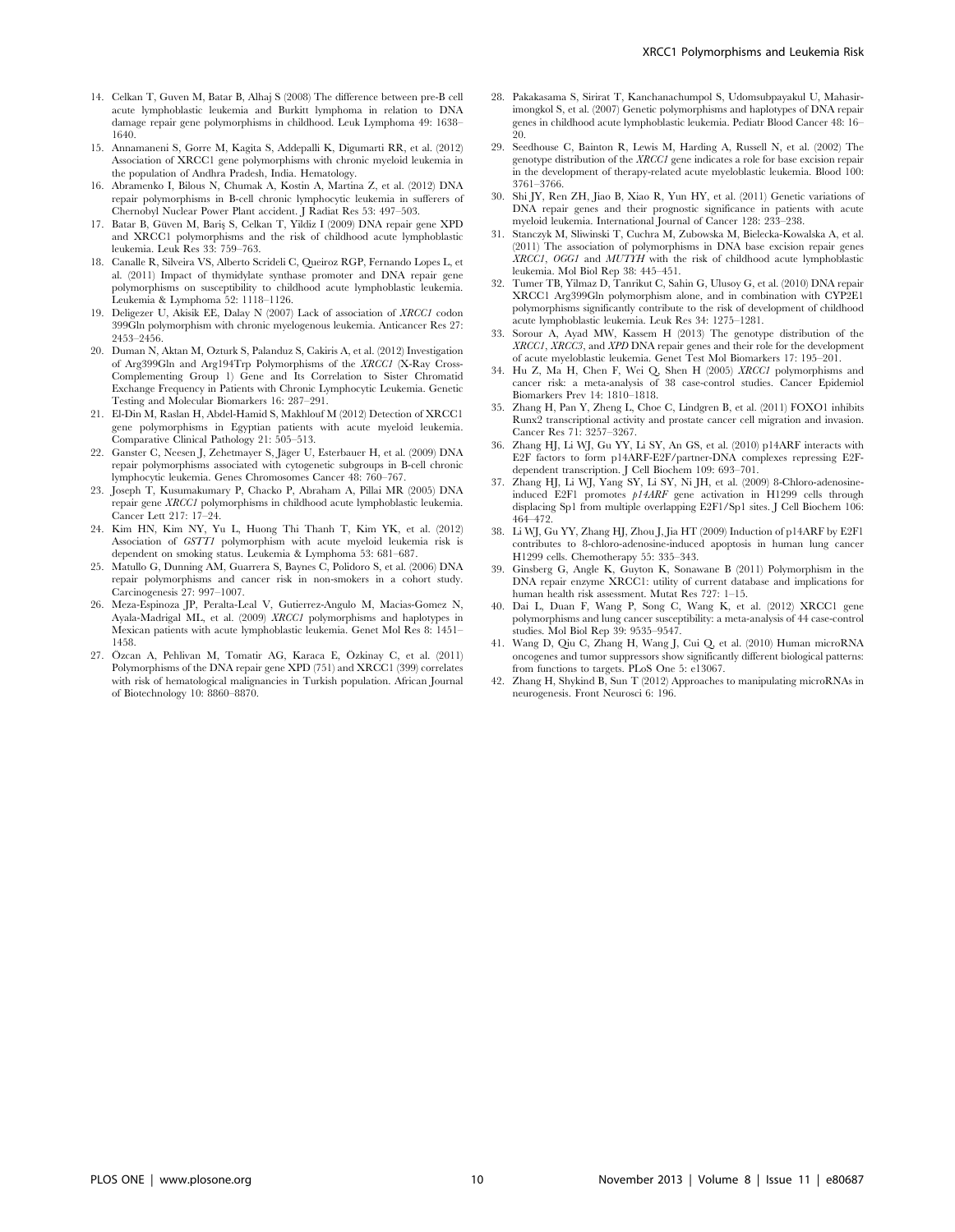14. Celkan T, Guven M, Batar B, Alhaj S (2008) The difference between pre-B cell acute lymphoblastic leukemia and Burkitt lymphoma in relation to DNA damage repair gene polymorphisms in childhood. Leuk Lymphoma 49: 1638–1640.
15. Annamaneni S, Gorre M, Kagita S, Addepalli K, Digumarti RR, et al. (2012) Association of XRCC1 gene polymorphisms with chronic myeloid leukemia in the population of Andhra Pradesh, India. Hematology.
16. Abramenko I, Bilous N, Chumak A, Kostin A, Martina Z, et al. (2012) DNA repair polymorphisms in B-cell chronic lymphocytic leukemia in sufferers of Chernobyl Nuclear Power Plant accident. J Radiat Res 53: 497–503.
17. Batar B, Güven M, Bariş S, Celkan T, Yildiz I (2009) DNA repair gene XPD and XRCC1 polymorphisms and the risk of childhood acute lymphoblastic leukemia. Leuk Res 33: 759–763.
18. Canalle R, Silveira VS, Alberto Scrideli C, Queiroz RGP, Fernando Lopes L, et al. (2011) Impact of thymidylate synthase promoter and DNA repair gene polymorphisms on susceptibility to childhood acute lymphoblastic leukemia. Leukemia & Lymphoma 52: 1118–1126.
19. Deligezer U, Akisik EE, Dalay N (2007) Lack of association of *XRCC1* codon 399Gln polymorphism with chronic myelogenous leukemia. Anticancer Res 27: 2453–2456.
20. Duman N, Aktan M, Ozturk S, Palanduz S, Cakiris A, et al. (2012) Investigation of Arg399Gln and Arg194Trp Polymorphisms of the *XRCC1* (X-Ray Cross-Complementing Group 1) Gene and Its Correlation to Sister Chromatid Exchange Frequency in Patients with Chronic Lymphocytic Leukemia. Genetic Testing and Molecular Biomarkers 16: 287–291.
21. El-Din M, Raslan H, Abdel-Hamid S, Makhlouf M (2012) Detection of XRCC1 gene polymorphisms in Egyptian patients with acute myeloid leukemia. Comparative Clinical Pathology 21: 505–513.
22. Ganster C, Neesen J, Zehetmayer S, Jäger U, Esterbauer H, et al. (2009) DNA repair polymorphisms associated with cytogenetic subgroups in B-cell chronic lymphocytic leukemia. Genes Chromosomes Cancer 48: 760–767.
23. Joseph T, Kusumakumary P, Chacko P, Abraham A, Pillai MR (2005) DNA repair gene *XRCC1* polymorphisms in childhood acute lymphoblastic leukemia. Cancer Lett 217: 17–24.
24. Kim HN, Kim NY, Yu L, Huong Thi Thanh T, Kim YK, et al. (2012) Association of *GSTT1* polymorphism with acute myeloid leukemia risk is dependent on smoking status. Leukemia & Lymphoma 53: 681–687.
25. Matullo G, Dunning AM, Guarrera S, Baynes C, Polidoro S, et al. (2006) DNA repair polymorphisms and cancer risk in non-smokers in a cohort study. Carcinogenesis 27: 997–1007.
26. Meza-Espinoza JP, Peralta-Leal V, Gutierrez-Angulo M, Macias-Gomez N, Ayala-Madrigal ML, et al. (2009) *XRCC1* polymorphisms and haplotypes in Mexican patients with acute lymphoblastic leukemia. Genet Mol Res 8: 1451–1458.
27. Özcan A, Pehlivan M, Tomatir AG, Karaca E, Özkinay C, et al. (2011) Polymorphisms of the DNA repair gene XPD (751) and XRCC1 (399) correlates with risk of hematological malignancies in Turkish population. African Journal of Biotechnology 10: 8860–8870.
28. Pakakasama S, Sirirat T, Kanchanachumpol S, Udomsubpayakul U, Mahasirimongkol S, et al. (2007) Genetic polymorphisms and haplotypes of DNA repair genes in childhood acute lymphoblastic leukemia. Pediatr Blood Cancer 48: 16–20.
29. Seedhouse C, Bainton R, Lewis M, Harding A, Russell N, et al. (2002) The genotype distribution of the *XRCC1* gene indicates a role for base excision repair in the development of therapy-related acute myeloblastic leukemia. Blood 100: 3761–3766.
30. Shi JY, Ren ZH, Jiao B, Xiao R, Yun HY, et al. (2011) Genetic variations of DNA repair genes and their prognostic significance in patients with acute myeloid leukemia. International Journal of Cancer 128: 233–238.
31. Stanczyk M, Sliwinski T, Cuchra M, Zubowska M, Bielecka-Kowalska A, et al. (2011) The association of polymorphisms in DNA base excision repair genes *XRCC1*, *OGG1* and *MUTYH* with the risk of childhood acute lymphoblastic leukemia. Mol Biol Rep 38: 445–451.
32. Tumer TB, Yilmaz D, Tanrikut C, Sahin G, Ulusoy G, et al. (2010) DNA repair XRCC1 Arg399Gln polymorphism alone, and in combination with CYP2E1 polymorphisms significantly contribute to the risk of development of childhood acute lymphoblastic leukemia. Leuk Res 34: 1275–1281.
33. Sorour A, Ayad MW, Kassem H (2013) The genotype distribution of the *XRCC1*, *XRCC3*, and *XPD* DNA repair genes and their role for the development of acute myeloblastic leukemia. Genet Test Mol Biomarkers 17: 195–201.
34. Hu Z, Ma H, Chen F, Wei Q, Shen H (2005) *XRCC1* polymorphisms and cancer risk: a meta-analysis of 38 case-control studies. Cancer Epidemiol Biomarkers Prev 14: 1810–1818.
35. Zhang H, Pan Y, Zheng L, Choe C, Lindgren B, et al. (2011) FOXO1 inhibits Runx2 transcriptional activity and prostate cancer cell migration and invasion. Cancer Res 71: 3257–3267.
36. Zhang HJ, Li WJ, Gu YY, Li SY, An GS, et al. (2010) p14ARF interacts with E2F factors to form p14ARF-E2F/partner-DNA complexes repressing E2F-dependent transcription. J Cell Biochem 109: 693–701.
37. Zhang HJ, Li WJ, Yang SY, Li SY, Ni JH, et al. (2009) 8-Chloro-adenosine-induced E2F1 promotes *p14ARF* gene activation in H1299 cells through displacing Sp1 from multiple overlapping E2F1/Sp1 sites. J Cell Biochem 106: 464–472.
38. Li WJ, Gu YY, Zhang HJ, Zhou J, Jia HT (2009) Induction of p14ARF by E2F1 contributes to 8-chloro-adenosine-induced apoptosis in human lung cancer H1299 cells. Chemotherapy 55: 335–343.
39. Ginsberg G, Angle K, Guyton K, Sonawane B (2011) Polymorphism in the DNA repair enzyme XRCC1: utility of current database and implications for human health risk assessment. Mutat Res 727: 1–15.
40. Dai L, Duan F, Wang P, Song C, Wang K, et al. (2012) XRCC1 gene polymorphisms and lung cancer susceptibility: a meta-analysis of 44 case-control studies. Mol Biol Rep 39: 9535–9547.
41. Wang D, Qiu C, Zhang H, Wang J, Cui Q, et al. (2010) Human microRNA oncogenes and tumor suppressors show significantly different biological patterns: from functions to targets. PLoS One 5: e13067.
42. Zhang H, Shykind B, Sun T (2012) Approaches to manipulating microRNAs in neurogenesis. Front Neurosci 6: 196.